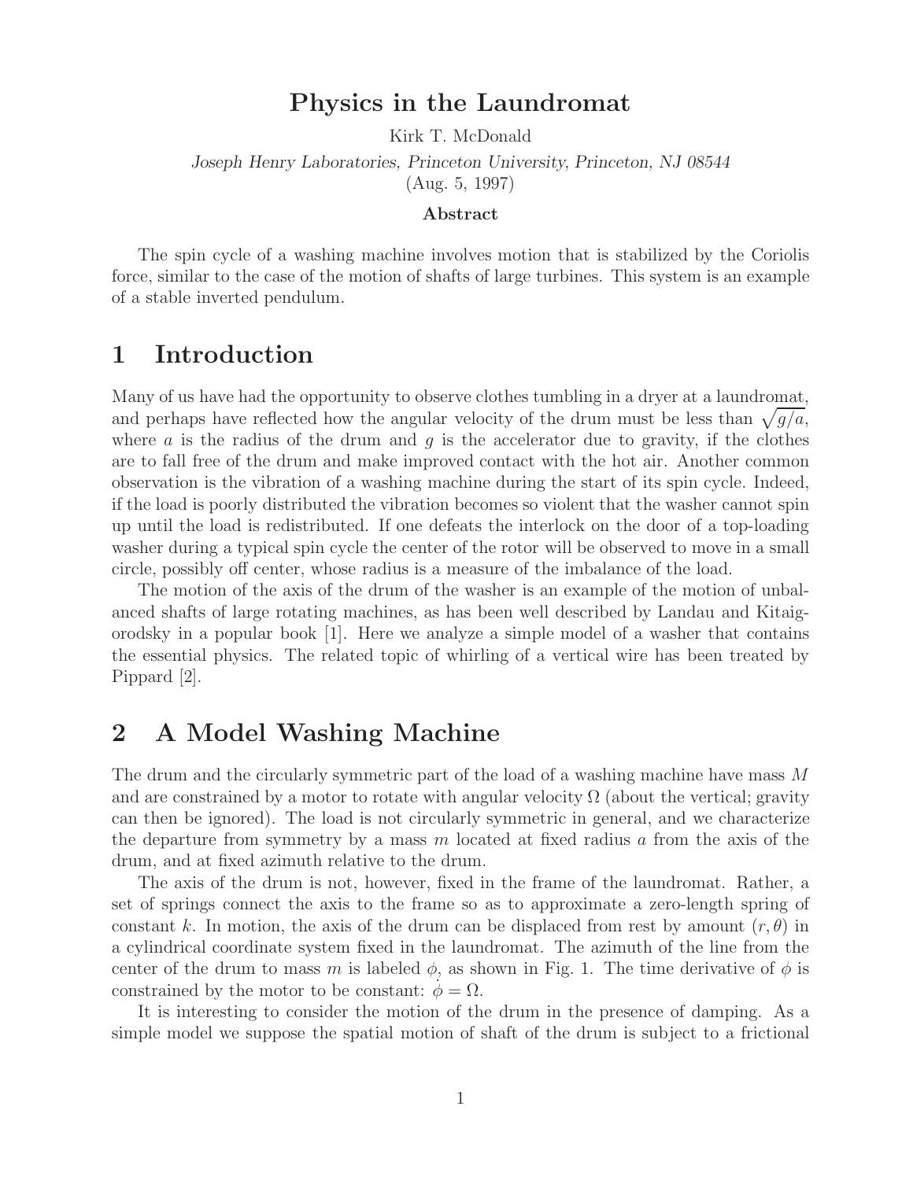# Physics in the Laundromat

Kirk T. McDonald

*Joseph Henry Laboratories, Princeton University, Princeton, NJ 08544*
(Aug. 5, 1997)

### Abstract

The spin cycle of a washing machine involves motion that is stabilized by the Coriolis force, similar to the case of the motion of shafts of large turbines. This system is an example of a stable inverted pendulum.

## 1 Introduction

Many of us have had the opportunity to observe clothes tumbling in a dryer at a laundromat, and perhaps have reflected how the angular velocity of the drum must be less than $\sqrt{g/a}$, where $a$ is the radius of the drum and $g$ is the accelerator due to gravity, if the clothes are to fall free of the drum and make improved contact with the hot air. Another common observation is the vibration of a washing machine during the start of its spin cycle. Indeed, if the load is poorly distributed the vibration becomes so violent that the washer cannot spin up until the load is redistributed. If one defeats the interlock on the door of a top-loading washer during a typical spin cycle the center of the rotor will be observed to move in a small circle, possibly off center, whose radius is a measure of the imbalance of the load.

The motion of the axis of the drum of the washer is an example of the motion of unbalanced shafts of large rotating machines, as has been well described by Landau and Kitaigorodsky in a popular book [1]. Here we analyze a simple model of a washer that contains the essential physics. The related topic of whirling of a vertical wire has been treated by Pippard [2].

## 2 A Model Washing Machine

The drum and the circularly symmetric part of the load of a washing machine have mass $M$ and are constrained by a motor to rotate with angular velocity $\Omega$ (about the vertical; gravity can then be ignored). The load is not circularly symmetric in general, and we characterize the departure from symmetry by a mass $m$ located at fixed radius $a$ from the axis of the drum, and at fixed azimuth relative to the drum.

The axis of the drum is not, however, fixed in the frame of the laundromat. Rather, a set of springs connect the axis to the frame so as to approximate a zero-length spring of constant $k$. In motion, the axis of the drum can be displaced from rest by amount $(r, \theta)$ in a cylindrical coordinate system fixed in the laundromat. The azimuth of the line from the center of the drum to mass $m$ is labeled $\phi$, as shown in Fig. 1. The time derivative of $\phi$ is constrained by the motor to be constant: $\dot{\phi} = \Omega$.

It is interesting to consider the motion of the drum in the presence of damping. As a simple model we suppose the spatial motion of shaft of the drum is subject to a frictional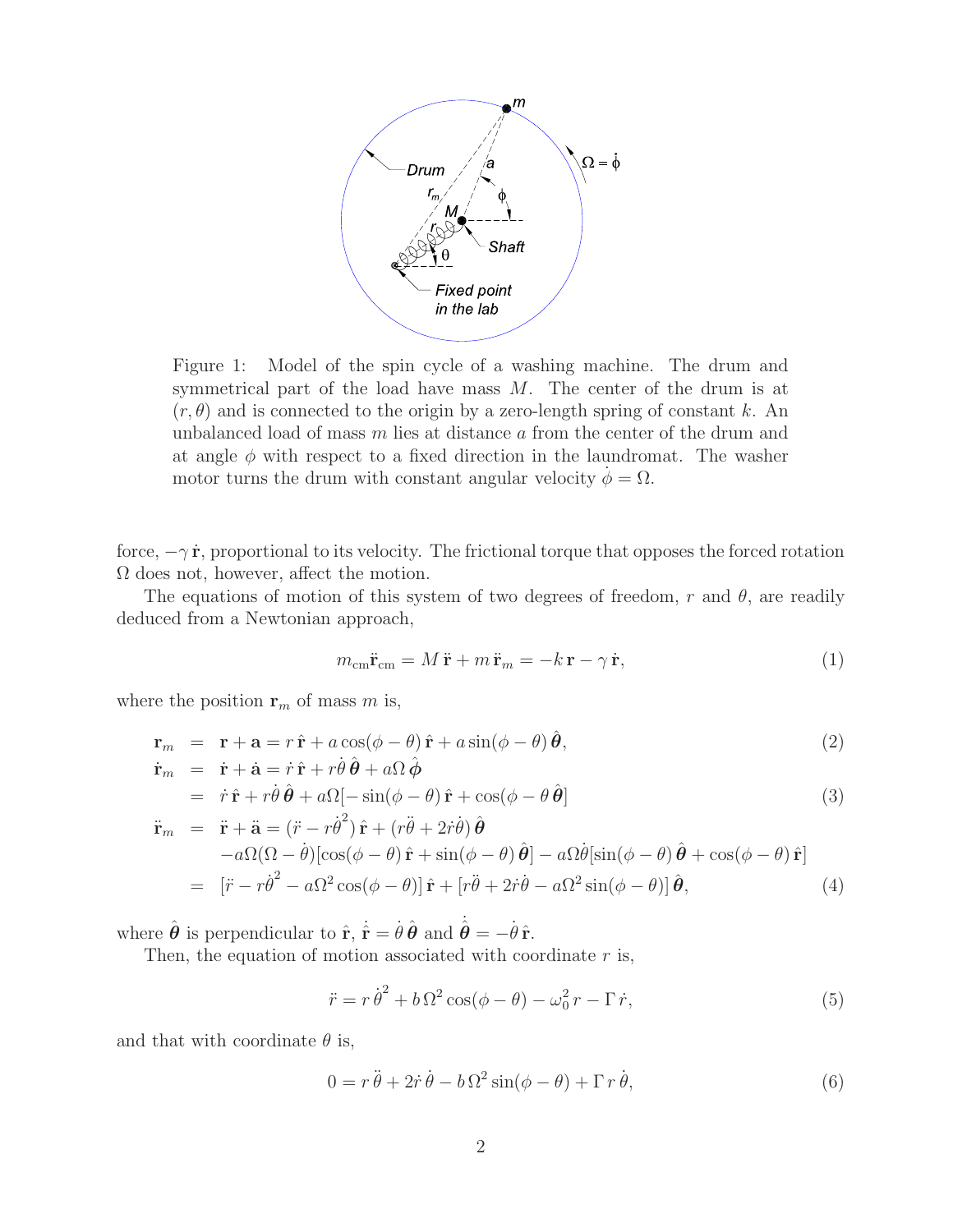Figure 1: Model of the spin cycle of a washing machine. The drum and symmetrical part of the load have mass $M$. The center of the drum is at $(r, \theta)$ and is connected to the origin by a zero-length spring of constant $k$. An unbalanced load of mass $m$ lies at distance $a$ from the center of the drum and at angle $\phi$ with respect to a fixed direction in the laundromat. The washer motor turns the drum with constant angular velocity $\dot{\phi} = \Omega$.

force, $-\gamma\,\dot{\mathbf{r}}$, proportional to its velocity. The frictional torque that opposes the forced rotation $\Omega$ does not, however, affect the motion.

The equations of motion of this system of two degrees of freedom, $r$ and $\theta$, are readily deduced from a Newtonian approach,

$$m_{\rm cm}\ddot{\mathbf{r}}_{\rm cm} = M\,\ddot{\mathbf{r}} + m\,\ddot{\mathbf{r}}_m = -k\,\mathbf{r} - \gamma\,\dot{\mathbf{r}}, \tag{1}$$

where the position $\mathbf{r}_m$ of mass $m$ is,

$$
\begin{aligned}
\mathbf{r}_m &= \mathbf{r} + \mathbf{a} = r\,\hat{\mathbf{r}} + a\cos(\phi - \theta)\,\hat{\mathbf{r}} + a\sin(\phi - \theta)\,\hat{\boldsymbol{\theta}}, & (2)\\
\dot{\mathbf{r}}_m &= \dot{\mathbf{r}} + \dot{\mathbf{a}} = \dot{r}\,\hat{\mathbf{r}} + r\dot{\theta}\,\hat{\boldsymbol{\theta}} + a\Omega\,\hat{\boldsymbol{\phi}} \\
&= \dot{r}\,\hat{\mathbf{r}} + r\dot{\theta}\,\hat{\boldsymbol{\theta}} + a\Omega[-\sin(\phi - \theta)\,\hat{\mathbf{r}} + \cos(\phi - \theta\,\hat{\boldsymbol{\theta}}] & (3)\\
\ddot{\mathbf{r}}_m &= \ddot{\mathbf{r}} + \ddot{\mathbf{a}} = (\ddot{r} - r\dot{\theta}^2)\,\hat{\mathbf{r}} + (r\ddot{\theta} + 2\dot{r}\dot{\theta})\,\hat{\boldsymbol{\theta}} \\
&\quad - a\Omega(\Omega - \dot{\theta})[\cos(\phi - \theta)\,\hat{\mathbf{r}} + \sin(\phi - \theta)\,\hat{\boldsymbol{\theta}}] - a\Omega\dot{\theta}[\sin(\phi - \theta)\,\hat{\boldsymbol{\theta}} + \cos(\phi - \theta)\,\hat{\mathbf{r}}] \\
&= [\ddot{r} - r\dot{\theta}^2 - a\Omega^2\cos(\phi - \theta)]\,\hat{\mathbf{r}} + [r\ddot{\theta} + 2\dot{r}\dot{\theta} - a\Omega^2\sin(\phi - \theta)]\,\hat{\boldsymbol{\theta}}, & (4)
\end{aligned}
$$

where $\hat{\boldsymbol{\theta}}$ is perpendicular to $\hat{\mathbf{r}}$, $\dot{\hat{\mathbf{r}}} = \dot{\theta}\,\hat{\boldsymbol{\theta}}$ and $\dot{\hat{\boldsymbol{\theta}}} = -\dot{\theta}\,\hat{\mathbf{r}}$.

Then, the equation of motion associated with coordinate $r$ is,

$$\ddot{r} = r\,\dot{\theta}^2 + b\,\Omega^2\cos(\phi - \theta) - \omega_0^2\,r - \Gamma\,\dot{r}, \tag{5}$$

and that with coordinate $\theta$ is,

$$0 = r\,\ddot{\theta} + 2\dot{r}\,\dot{\theta} - b\,\Omega^2\sin(\phi - \theta) + \Gamma\,r\,\dot{\theta}, \tag{6}$$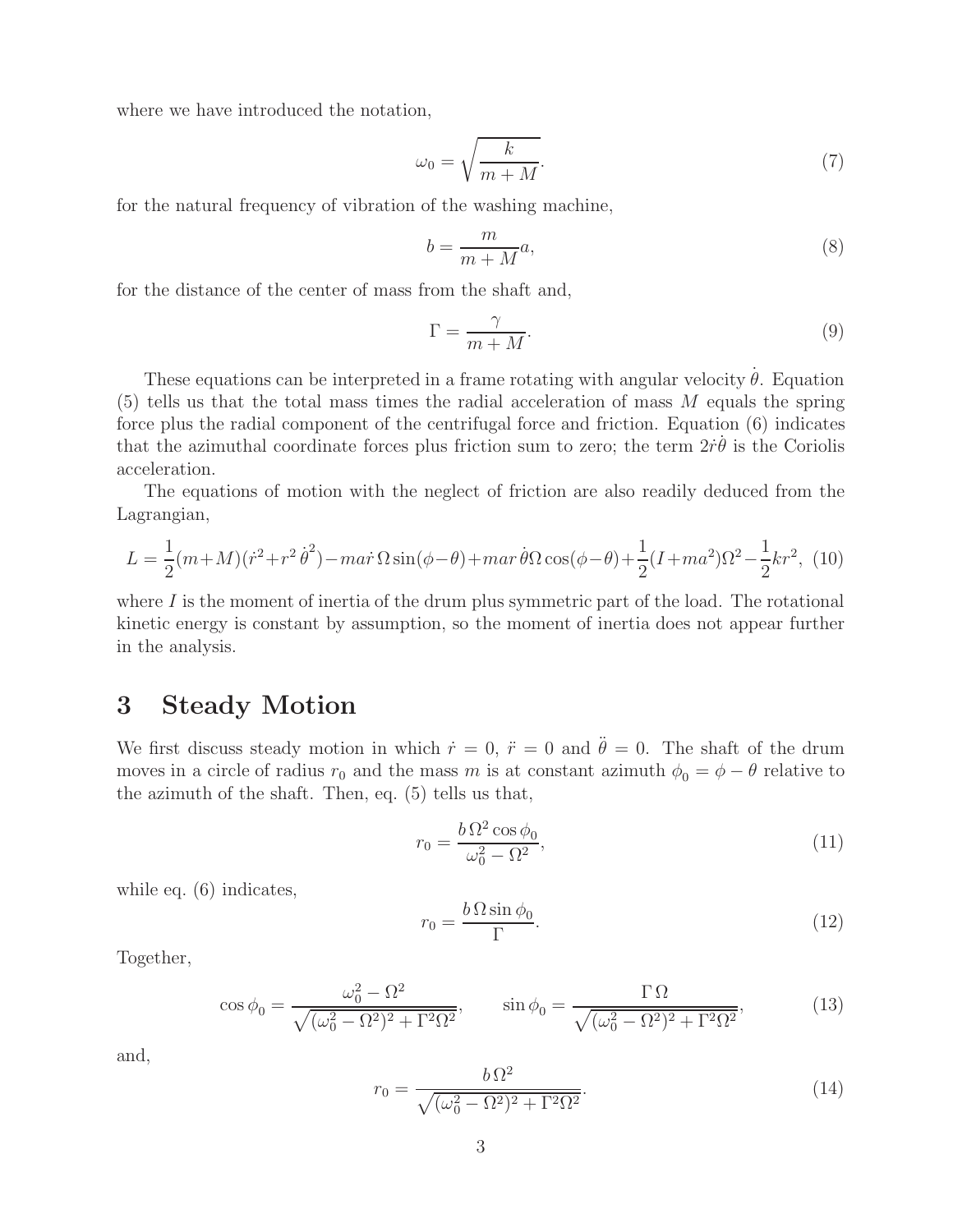where we have introduced the notation,

$$\omega_0 = \sqrt{\frac{k}{m+M}}. \tag{7}$$

for the natural frequency of vibration of the washing machine,

$$b = \frac{m}{m+M}a, \tag{8}$$

for the distance of the center of mass from the shaft and,

$$\Gamma = \frac{\gamma}{m+M}. \tag{9}$$

These equations can be interpreted in a frame rotating with angular velocity $\dot{\theta}$. Equation (5) tells us that the total mass times the radial acceleration of mass $M$ equals the spring force plus the radial component of the centrifugal force and friction. Equation (6) indicates that the azimuthal coordinate forces plus friction sum to zero; the term $2\dot{r}\dot{\theta}$ is the Coriolis acceleration.

The equations of motion with the neglect of friction are also readily deduced from the Lagrangian,

$$L = \frac{1}{2}(m+M)(\dot{r}^2 + r^2\dot{\theta}^2) - ma\dot{r}\,\Omega\sin(\phi-\theta) + mar\,\dot{\theta}\Omega\cos(\phi-\theta) + \frac{1}{2}(I+ma^2)\Omega^2 - \frac{1}{2}kr^2, \tag{10}$$

where $I$ is the moment of inertia of the drum plus symmetric part of the load. The rotational kinetic energy is constant by assumption, so the moment of inertia does not appear further in the analysis.

# 3 Steady Motion

We first discuss steady motion in which $\dot{r} = 0$, $\ddot{r} = 0$ and $\ddot{\theta} = 0$. The shaft of the drum moves in a circle of radius $r_0$ and the mass $m$ is at constant azimuth $\phi_0 = \phi - \theta$ relative to the azimuth of the shaft. Then, eq. (5) tells us that,

$$r_0 = \frac{b\,\Omega^2\cos\phi_0}{\omega_0^2 - \Omega^2}, \tag{11}$$

while eq. (6) indicates,

$$r_0 = \frac{b\,\Omega\sin\phi_0}{\Gamma}. \tag{12}$$

Together,

$$\cos\phi_0 = \frac{\omega_0^2 - \Omega^2}{\sqrt{(\omega_0^2-\Omega^2)^2 + \Gamma^2\Omega^2}}, \qquad \sin\phi_0 = \frac{\Gamma\,\Omega}{\sqrt{(\omega_0^2-\Omega^2)^2 + \Gamma^2\Omega^2}}, \tag{13}$$

and,

$$r_0 = \frac{b\,\Omega^2}{\sqrt{(\omega_0^2-\Omega^2)^2 + \Gamma^2\Omega^2}}. \tag{14}$$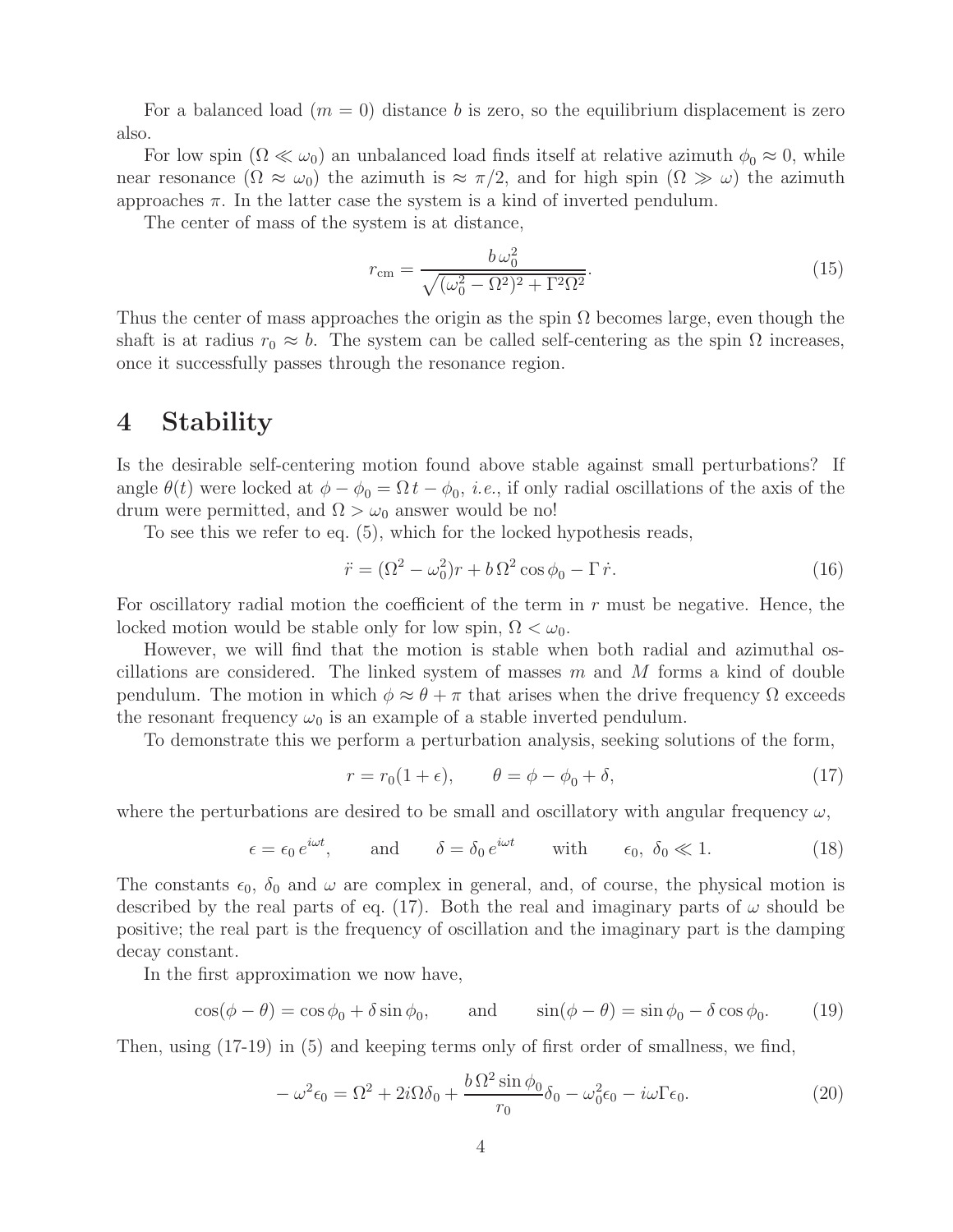For a balanced load ($m = 0$) distance $b$ is zero, so the equilibrium displacement is zero also.

For low spin ($\Omega \ll \omega_0$) an unbalanced load finds itself at relative azimuth $\phi_0 \approx 0$, while near resonance ($\Omega \approx \omega_0$) the azimuth is $\approx \pi/2$, and for high spin ($\Omega \gg \omega$) the azimuth approaches $\pi$. In the latter case the system is a kind of inverted pendulum.

The center of mass of the system is at distance,

$$r_{\rm cm} = \frac{b\,\omega_0^2}{\sqrt{(\omega_0^2 - \Omega^2)^2 + \Gamma^2\Omega^2}}. \tag{15}$$

Thus the center of mass approaches the origin as the spin $\Omega$ becomes large, even though the shaft is at radius $r_0 \approx b$. The system can be called self-centering as the spin $\Omega$ increases, once it successfully passes through the resonance region.

# 4 Stability

Is the desirable self-centering motion found above stable against small perturbations? If angle $\theta(t)$ were locked at $\phi - \phi_0 = \Omega\,t - \phi_0$, *i.e.*, if only radial oscillations of the axis of the drum were permitted, and $\Omega > \omega_0$ answer would be no!

To see this we refer to eq. (5), which for the locked hypothesis reads,

$$\ddot{r} = (\Omega^2 - \omega_0^2)r + b\,\Omega^2\cos\phi_0 - \Gamma\,\dot{r}. \tag{16}$$

For oscillatory radial motion the coefficient of the term in $r$ must be negative. Hence, the locked motion would be stable only for low spin, $\Omega < \omega_0$.

However, we will find that the motion is stable when both radial and azimuthal oscillations are considered. The linked system of masses $m$ and $M$ forms a kind of double pendulum. The motion in which $\phi \approx \theta + \pi$ that arises when the drive frequency $\Omega$ exceeds the resonant frequency $\omega_0$ is an example of a stable inverted pendulum.

To demonstrate this we perform a perturbation analysis, seeking solutions of the form,

$$r = r_0(1 + \epsilon), \qquad \theta = \phi - \phi_0 + \delta, \tag{17}$$

where the perturbations are desired to be small and oscillatory with angular frequency $\omega$,

$$\epsilon = \epsilon_0\, e^{i\omega t}, \qquad \text{and} \qquad \delta = \delta_0\, e^{i\omega t} \qquad \text{with} \qquad \epsilon_0,\ \delta_0 \ll 1. \tag{18}$$

The constants $\epsilon_0$, $\delta_0$ and $\omega$ are complex in general, and, of course, the physical motion is described by the real parts of eq. (17). Both the real and imaginary parts of $\omega$ should be positive; the real part is the frequency of oscillation and the imaginary part is the damping decay constant.

In the first approximation we now have,

$$\cos(\phi - \theta) = \cos\phi_0 + \delta\sin\phi_0, \qquad \text{and} \qquad \sin(\phi - \theta) = \sin\phi_0 - \delta\cos\phi_0. \tag{19}$$

Then, using (17-19) in (5) and keeping terms only of first order of smallness, we find,

$$-\,\omega^2\epsilon_0 = \Omega^2 + 2i\Omega\delta_0 + \frac{b\,\Omega^2\sin\phi_0}{r_0}\delta_0 - \omega_0^2\epsilon_0 - i\omega\Gamma\epsilon_0. \tag{20}$$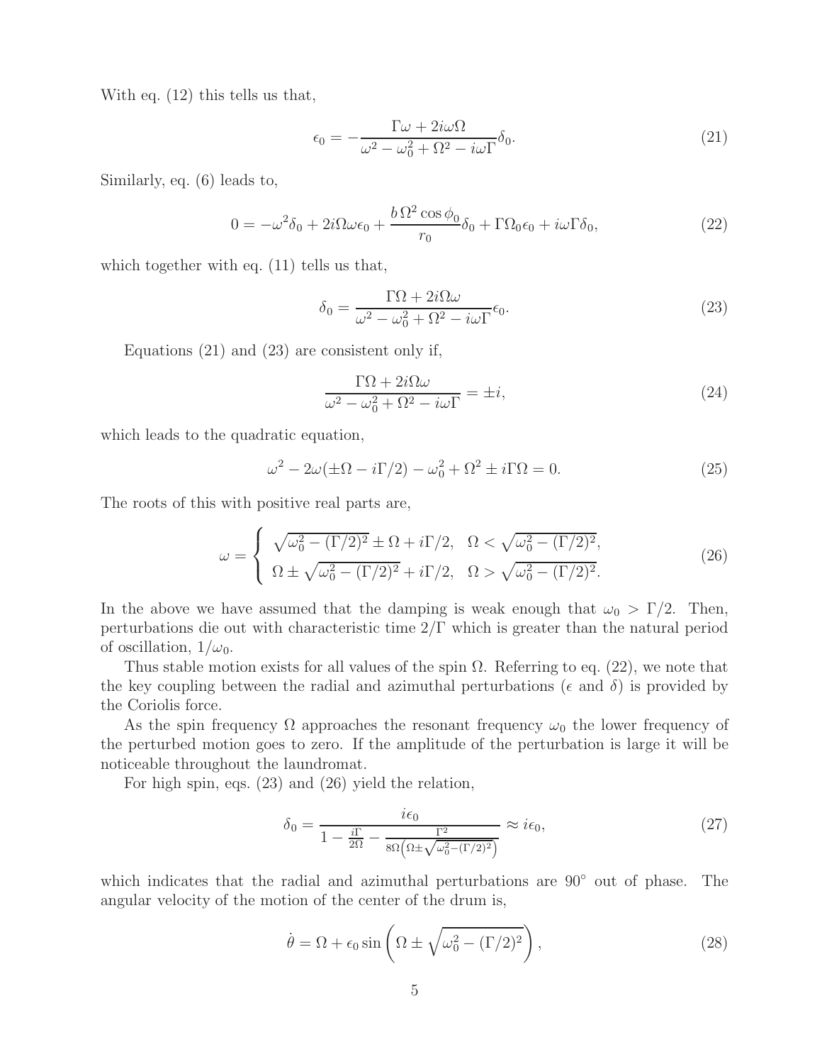With eq. (12) this tells us that,

$$\epsilon_0 = -\frac{\Gamma\omega + 2i\omega\Omega}{\omega^2 - \omega_0^2 + \Omega^2 - i\omega\Gamma}\delta_0. \tag{21}$$

Similarly, eq. (6) leads to,

$$0 = -\omega^2\delta_0 + 2i\Omega\omega\epsilon_0 + \frac{b\,\Omega^2\cos\phi_0}{r_0}\delta_0 + \Gamma\Omega_0\epsilon_0 + i\omega\Gamma\delta_0, \tag{22}$$

which together with eq. (11) tells us that,

$$\delta_0 = \frac{\Gamma\Omega + 2i\Omega\omega}{\omega^2 - \omega_0^2 + \Omega^2 - i\omega\Gamma}\epsilon_0. \tag{23}$$

Equations (21) and (23) are consistent only if,

$$\frac{\Gamma\Omega + 2i\Omega\omega}{\omega^2 - \omega_0^2 + \Omega^2 - i\omega\Gamma} = \pm i, \tag{24}$$

which leads to the quadratic equation,

$$\omega^2 - 2\omega(\pm\Omega - i\Gamma/2) - \omega_0^2 + \Omega^2 \pm i\Gamma\Omega = 0. \tag{25}$$

The roots of this with positive real parts are,

$$\omega = \begin{cases} \sqrt{\omega_0^2 - (\Gamma/2)^2} \pm \Omega + i\Gamma/2, & \Omega < \sqrt{\omega_0^2 - (\Gamma/2)^2}, \\ \Omega \pm \sqrt{\omega_0^2 - (\Gamma/2)^2} + i\Gamma/2, & \Omega > \sqrt{\omega_0^2 - (\Gamma/2)^2}. \end{cases} \tag{26}$$

In the above we have assumed that the damping is weak enough that $\omega_0 > \Gamma/2$. Then, perturbations die out with characteristic time $2/\Gamma$ which is greater than the natural period of oscillation, $1/\omega_0$.

Thus stable motion exists for all values of the spin $\Omega$. Referring to eq. (22), we note that the key coupling between the radial and azimuthal perturbations ($\epsilon$ and $\delta$) is provided by the Coriolis force.

As the spin frequency $\Omega$ approaches the resonant frequency $\omega_0$ the lower frequency of the perturbed motion goes to zero. If the amplitude of the perturbation is large it will be noticeable throughout the laundromat.

For high spin, eqs. (23) and (26) yield the relation,

$$\delta_0 = \frac{i\epsilon_0}{1 - \frac{i\Gamma}{2\Omega} - \frac{\Gamma^2}{8\Omega\left(\Omega \pm \sqrt{\omega_0^2 - (\Gamma/2)^2}\right)}} \approx i\epsilon_0, \tag{27}$$

which indicates that the radial and azimuthal perturbations are 90° out of phase. The angular velocity of the motion of the center of the drum is,

$$\dot{\theta} = \Omega + \epsilon_0 \sin\left(\Omega \pm \sqrt{\omega_0^2 - (\Gamma/2)^2}\right), \tag{28}$$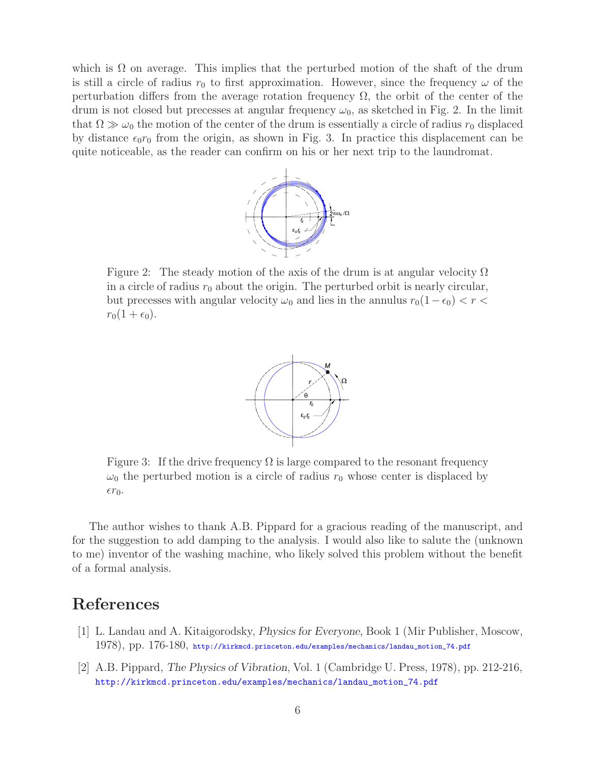which is $\Omega$ on average. This implies that the perturbed motion of the shaft of the drum is still a circle of radius $r_0$ to first approximation. However, since the frequency $\omega$ of the perturbation differs from the average rotation frequency $\Omega$, the orbit of the center of the drum is not closed but precesses at angular frequency $\omega_0$, as sketched in Fig. 2. In the limit that $\Omega \gg \omega_0$ the motion of the center of the drum is essentially a circle of radius $r_0$ displaced by distance $\epsilon_0 r_0$ from the origin, as shown in Fig. 3. In practice this displacement can be quite noticeable, as the reader can confirm on his or her next trip to the laundromat.

$2\pi\omega_0/\Omega$

$r_0$

$\epsilon_0 r_0$

Figure 2: The steady motion of the axis of the drum is at angular velocity $\Omega$ in a circle of radius $r_0$ about the origin. The perturbed orbit is nearly circular, but precesses with angular velocity $\omega_0$ and lies in the annulus $r_0(1 - \epsilon_0) < r < r_0(1 + \epsilon_0)$.

$M$

$r$

$\Omega$

$\theta$

$r_0$

$\epsilon_0 r_0$

Figure 3: If the drive frequency $\Omega$ is large compared to the resonant frequency $\omega_0$ the perturbed motion is a circle of radius $r_0$ whose center is displaced by $\epsilon r_0$.

The author wishes to thank A.B. Pippard for a gracious reading of the manuscript, and for the suggestion to add damping to the analysis. I would also like to salute the (unknown to me) inventor of the washing machine, who likely solved this problem without the benefit of a formal analysis.

## References

[1] L. Landau and A. Kitaigorodsky, *Physics for Everyone*, Book 1 (Mir Publisher, Moscow, 1978), pp. 176-180, http://kirkmcd.princeton.edu/examples/mechanics/landau_motion_74.pdf

[2] A.B. Pippard, *The Physics of Vibration*, Vol. 1 (Cambridge U. Press, 1978), pp. 212-216, http://kirkmcd.princeton.edu/examples/mechanics/landau_motion_74.pdf